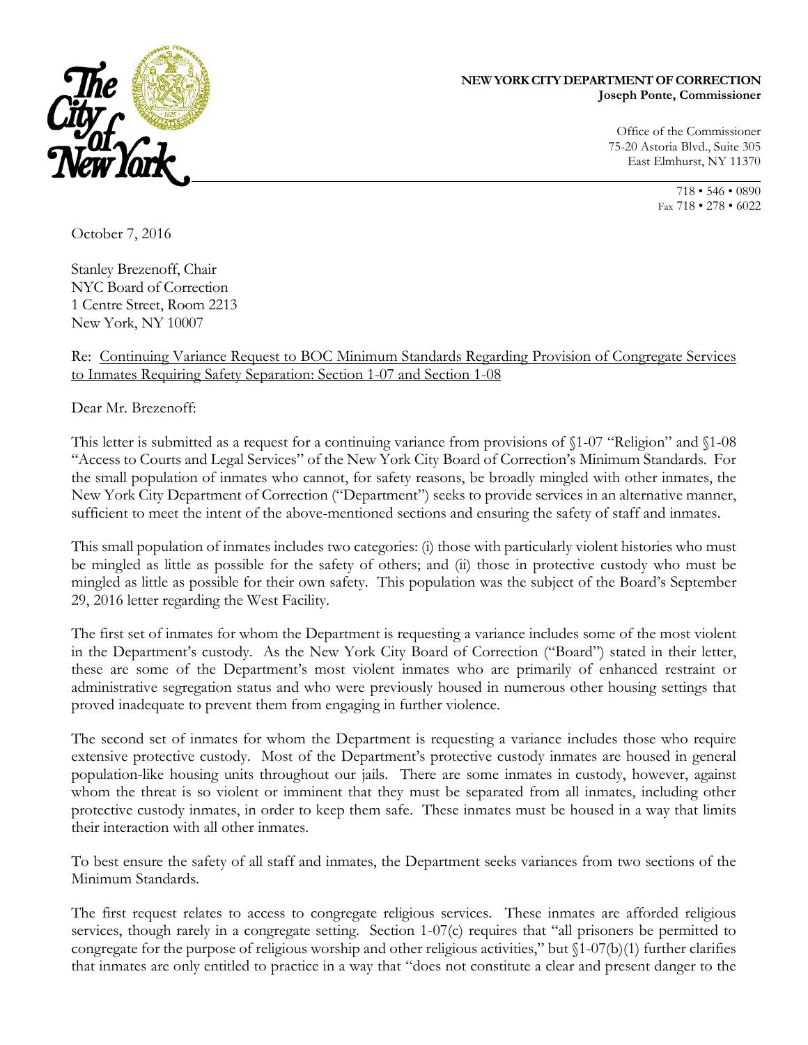**NEW YORK CITY DEPARTMENT OF CORRECTION**
**Joseph Ponte, Commissioner**

Office of the Commissioner
75-20 Astoria Blvd., Suite 305
East Elmhurst, NY 11370

718 • 546 • 0890
Fax 718 • 278 • 6022

October 7, 2016

Stanley Brezenoff, Chair
NYC Board of Correction
1 Centre Street, Room 2213
New York, NY 10007

Re: Continuing Variance Request to BOC Minimum Standards Regarding Provision of Congregate Services to Inmates Requiring Safety Separation: Section 1-07 and Section 1-08

Dear Mr. Brezenoff:

This letter is submitted as a request for a continuing variance from provisions of §1-07 "Religion" and §1-08 "Access to Courts and Legal Services" of the New York City Board of Correction's Minimum Standards. For the small population of inmates who cannot, for safety reasons, be broadly mingled with other inmates, the New York City Department of Correction ("Department") seeks to provide services in an alternative manner, sufficient to meet the intent of the above-mentioned sections and ensuring the safety of staff and inmates.

This small population of inmates includes two categories: (i) those with particularly violent histories who must be mingled as little as possible for the safety of others; and (ii) those in protective custody who must be mingled as little as possible for their own safety. This population was the subject of the Board's September 29, 2016 letter regarding the West Facility.

The first set of inmates for whom the Department is requesting a variance includes some of the most violent in the Department's custody. As the New York City Board of Correction ("Board") stated in their letter, these are some of the Department's most violent inmates who are primarily of enhanced restraint or administrative segregation status and who were previously housed in numerous other housing settings that proved inadequate to prevent them from engaging in further violence.

The second set of inmates for whom the Department is requesting a variance includes those who require extensive protective custody. Most of the Department's protective custody inmates are housed in general population-like housing units throughout our jails. There are some inmates in custody, however, against whom the threat is so violent or imminent that they must be separated from all inmates, including other protective custody inmates, in order to keep them safe. These inmates must be housed in a way that limits their interaction with all other inmates.

To best ensure the safety of all staff and inmates, the Department seeks variances from two sections of the Minimum Standards.

The first request relates to access to congregate religious services. These inmates are afforded religious services, though rarely in a congregate setting. Section 1-07(c) requires that "all prisoners be permitted to congregate for the purpose of religious worship and other religious activities," but §1-07(b)(1) further clarifies that inmates are only entitled to practice in a way that "does not constitute a clear and present danger to the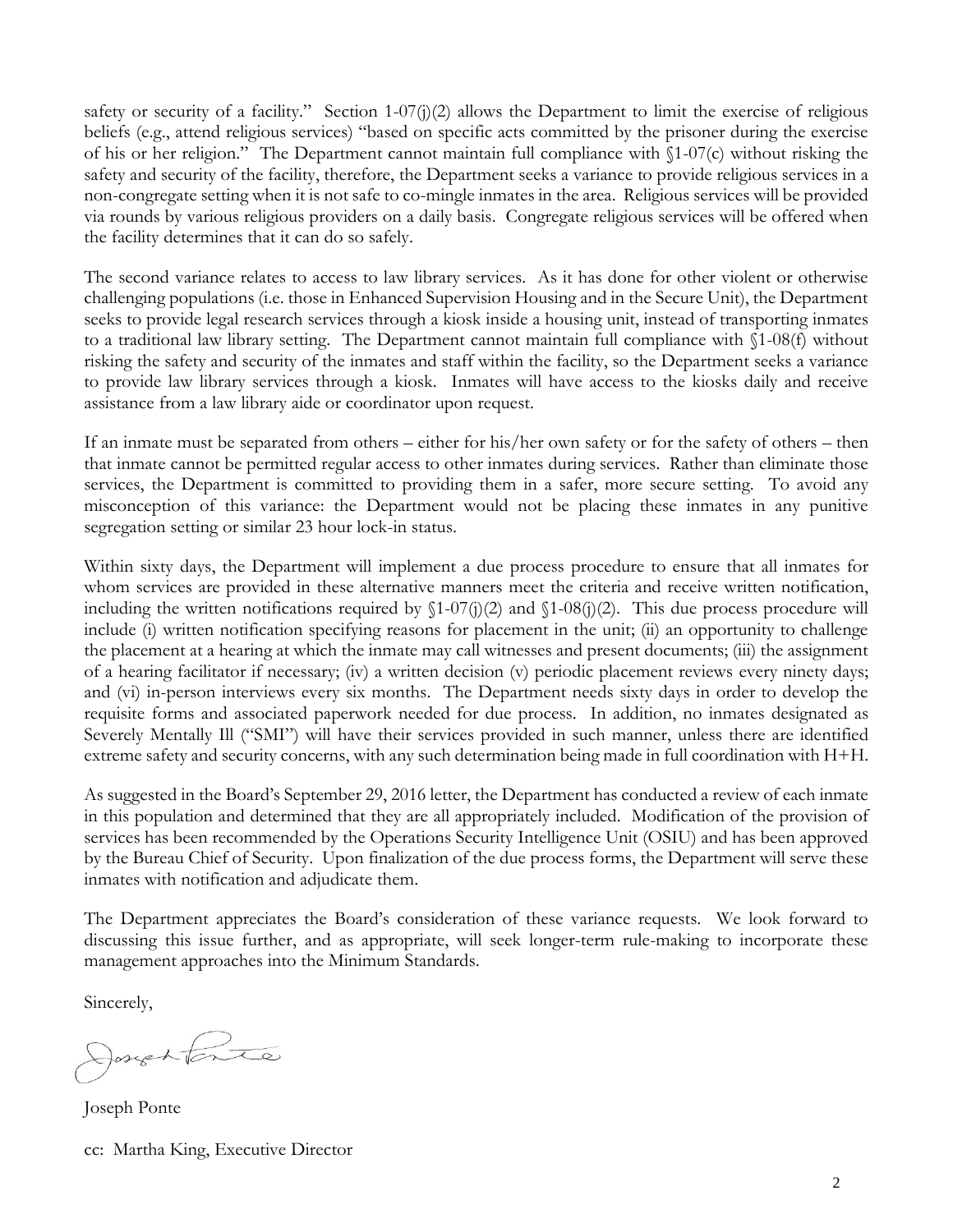safety or security of a facility." Section 1-07(j)(2) allows the Department to limit the exercise of religious beliefs (e.g., attend religious services) "based on specific acts committed by the prisoner during the exercise of his or her religion." The Department cannot maintain full compliance with §1-07(c) without risking the safety and security of the facility, therefore, the Department seeks a variance to provide religious services in a non-congregate setting when it is not safe to co-mingle inmates in the area. Religious services will be provided via rounds by various religious providers on a daily basis. Congregate religious services will be offered when the facility determines that it can do so safely.

The second variance relates to access to law library services. As it has done for other violent or otherwise challenging populations (i.e. those in Enhanced Supervision Housing and in the Secure Unit), the Department seeks to provide legal research services through a kiosk inside a housing unit, instead of transporting inmates to a traditional law library setting. The Department cannot maintain full compliance with §1-08(f) without risking the safety and security of the inmates and staff within the facility, so the Department seeks a variance to provide law library services through a kiosk. Inmates will have access to the kiosks daily and receive assistance from a law library aide or coordinator upon request.

If an inmate must be separated from others – either for his/her own safety or for the safety of others – then that inmate cannot be permitted regular access to other inmates during services. Rather than eliminate those services, the Department is committed to providing them in a safer, more secure setting. To avoid any misconception of this variance: the Department would not be placing these inmates in any punitive segregation setting or similar 23 hour lock-in status.

Within sixty days, the Department will implement a due process procedure to ensure that all inmates for whom services are provided in these alternative manners meet the criteria and receive written notification, including the written notifications required by §1-07(j)(2) and §1-08(j)(2). This due process procedure will include (i) written notification specifying reasons for placement in the unit; (ii) an opportunity to challenge the placement at a hearing at which the inmate may call witnesses and present documents; (iii) the assignment of a hearing facilitator if necessary; (iv) a written decision (v) periodic placement reviews every ninety days; and (vi) in-person interviews every six months. The Department needs sixty days in order to develop the requisite forms and associated paperwork needed for due process. In addition, no inmates designated as Severely Mentally Ill ("SMI") will have their services provided in such manner, unless there are identified extreme safety and security concerns, with any such determination being made in full coordination with H+H.

As suggested in the Board's September 29, 2016 letter, the Department has conducted a review of each inmate in this population and determined that they are all appropriately included. Modification of the provision of services has been recommended by the Operations Security Intelligence Unit (OSIU) and has been approved by the Bureau Chief of Security. Upon finalization of the due process forms, the Department will serve these inmates with notification and adjudicate them.

The Department appreciates the Board's consideration of these variance requests. We look forward to discussing this issue further, and as appropriate, will seek longer-term rule-making to incorporate these management approaches into the Minimum Standards.

Sincerely,

Joseph Ponte

cc: Martha King, Executive Director